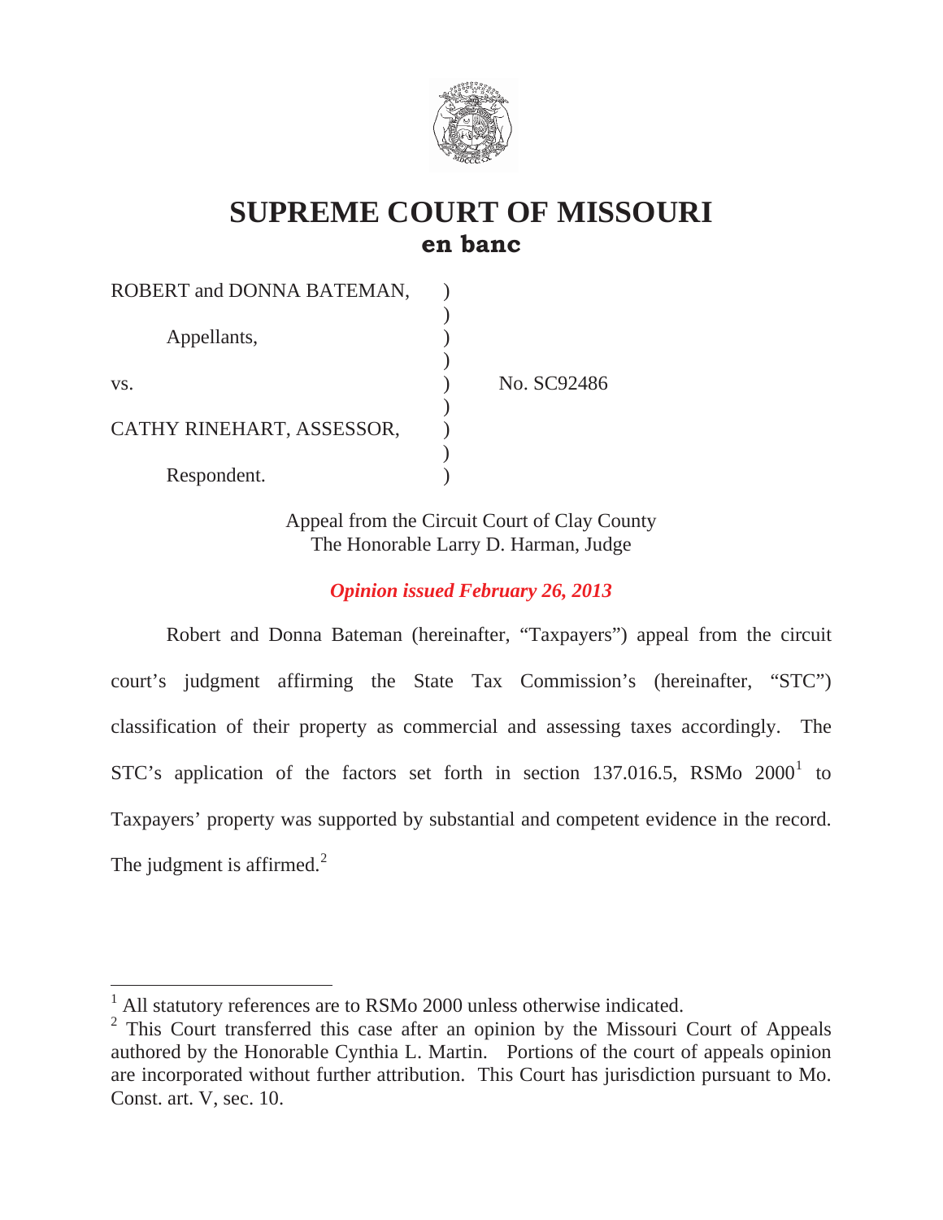# SUPREME COURT OF MISSOURI
## en banc

| | | |
|---|---|---|
| ROBERT and DONNA BATEMAN, | ) | |
| | ) | |
| Appellants, | ) | |
| | ) | |
| vs. | ) | No. SC92486 |
| | ) | |
| CATHY RINEHART, ASSESSOR, | ) | |
| | ) | |
| Respondent. | ) | |

Appeal from the Circuit Court of Clay County
The Honorable Larry D. Harman, Judge

*Opinion issued February 26, 2013*

Robert and Donna Bateman (hereinafter, "Taxpayers") appeal from the circuit court's judgment affirming the State Tax Commission's (hereinafter, "STC") classification of their property as commercial and assessing taxes accordingly. The STC's application of the factors set forth in section 137.016.5, RSMo 2000[1] to Taxpayers' property was supported by substantial and competent evidence in the record. The judgment is affirmed.[2]

---

[1] All statutory references are to RSMo 2000 unless otherwise indicated.

[2] This Court transferred this case after an opinion by the Missouri Court of Appeals authored by the Honorable Cynthia L. Martin. Portions of the court of appeals opinion are incorporated without further attribution. This Court has jurisdiction pursuant to Mo. Const. art. V, sec. 10.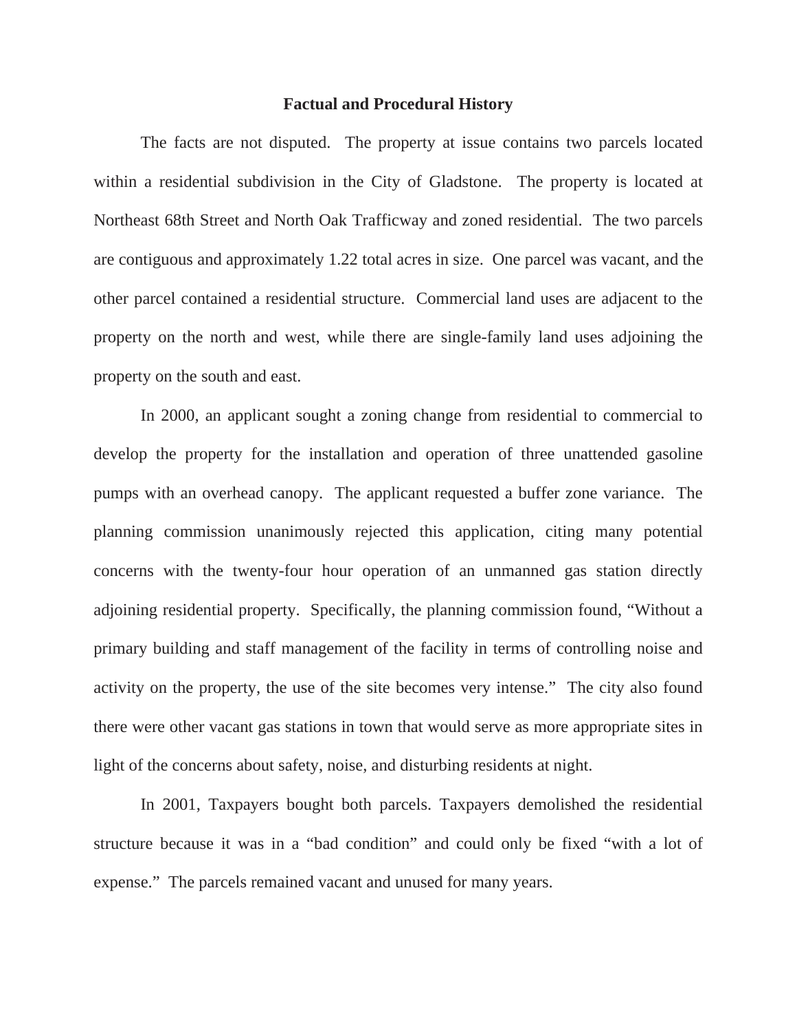## Factual and Procedural History

The facts are not disputed. The property at issue contains two parcels located within a residential subdivision in the City of Gladstone. The property is located at Northeast 68th Street and North Oak Trafficway and zoned residential. The two parcels are contiguous and approximately 1.22 total acres in size. One parcel was vacant, and the other parcel contained a residential structure. Commercial land uses are adjacent to the property on the north and west, while there are single-family land uses adjoining the property on the south and east.

In 2000, an applicant sought a zoning change from residential to commercial to develop the property for the installation and operation of three unattended gasoline pumps with an overhead canopy. The applicant requested a buffer zone variance. The planning commission unanimously rejected this application, citing many potential concerns with the twenty-four hour operation of an unmanned gas station directly adjoining residential property. Specifically, the planning commission found, "Without a primary building and staff management of the facility in terms of controlling noise and activity on the property, the use of the site becomes very intense." The city also found there were other vacant gas stations in town that would serve as more appropriate sites in light of the concerns about safety, noise, and disturbing residents at night.

In 2001, Taxpayers bought both parcels. Taxpayers demolished the residential structure because it was in a "bad condition" and could only be fixed "with a lot of expense." The parcels remained vacant and unused for many years.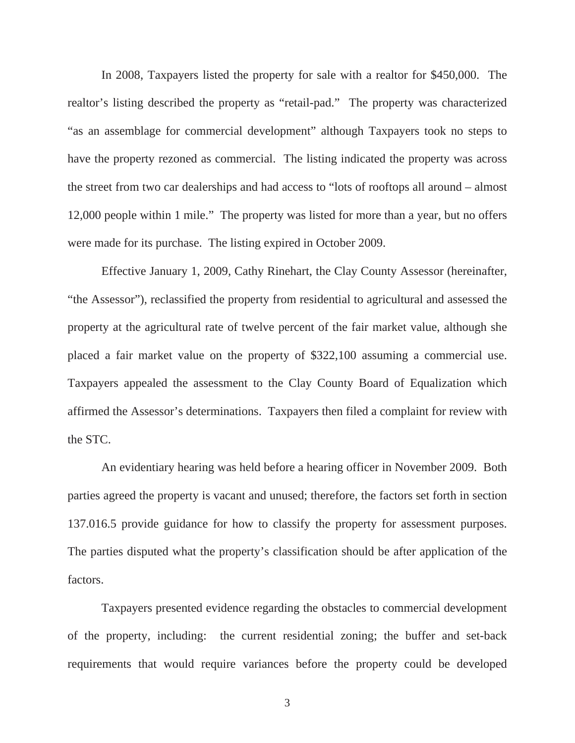In 2008, Taxpayers listed the property for sale with a realtor for $450,000. The realtor's listing described the property as "retail-pad." The property was characterized "as an assemblage for commercial development" although Taxpayers took no steps to have the property rezoned as commercial. The listing indicated the property was across the street from two car dealerships and had access to "lots of rooftops all around – almost 12,000 people within 1 mile." The property was listed for more than a year, but no offers were made for its purchase. The listing expired in October 2009.

Effective January 1, 2009, Cathy Rinehart, the Clay County Assessor (hereinafter, "the Assessor"), reclassified the property from residential to agricultural and assessed the property at the agricultural rate of twelve percent of the fair market value, although she placed a fair market value on the property of $322,100 assuming a commercial use. Taxpayers appealed the assessment to the Clay County Board of Equalization which affirmed the Assessor's determinations. Taxpayers then filed a complaint for review with the STC.

An evidentiary hearing was held before a hearing officer in November 2009. Both parties agreed the property is vacant and unused; therefore, the factors set forth in section 137.016.5 provide guidance for how to classify the property for assessment purposes. The parties disputed what the property's classification should be after application of the factors.

Taxpayers presented evidence regarding the obstacles to commercial development of the property, including: the current residential zoning; the buffer and set-back requirements that would require variances before the property could be developed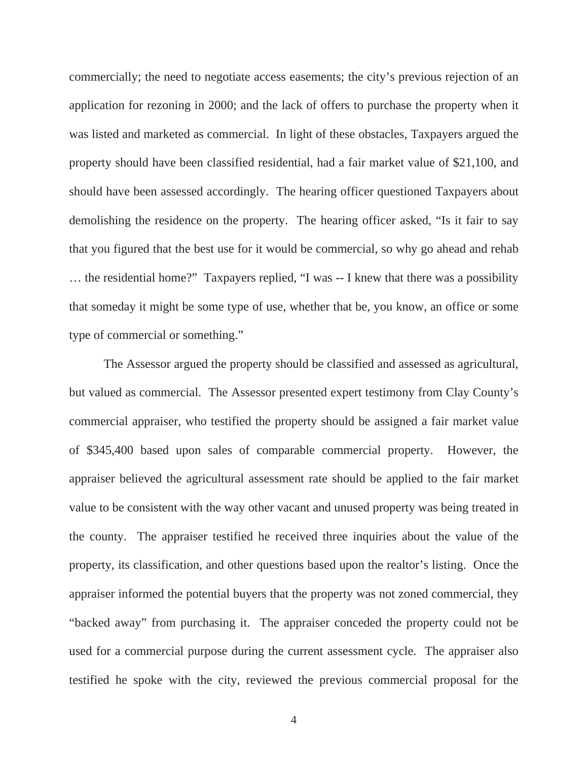commercially; the need to negotiate access easements; the city's previous rejection of an application for rezoning in 2000; and the lack of offers to purchase the property when it was listed and marketed as commercial. In light of these obstacles, Taxpayers argued the property should have been classified residential, had a fair market value of $21,100, and should have been assessed accordingly. The hearing officer questioned Taxpayers about demolishing the residence on the property. The hearing officer asked, "Is it fair to say that you figured that the best use for it would be commercial, so why go ahead and rehab … the residential home?" Taxpayers replied, "I was -- I knew that there was a possibility that someday it might be some type of use, whether that be, you know, an office or some type of commercial or something."

The Assessor argued the property should be classified and assessed as agricultural, but valued as commercial. The Assessor presented expert testimony from Clay County's commercial appraiser, who testified the property should be assigned a fair market value of $345,400 based upon sales of comparable commercial property. However, the appraiser believed the agricultural assessment rate should be applied to the fair market value to be consistent with the way other vacant and unused property was being treated in the county. The appraiser testified he received three inquiries about the value of the property, its classification, and other questions based upon the realtor's listing. Once the appraiser informed the potential buyers that the property was not zoned commercial, they "backed away" from purchasing it. The appraiser conceded the property could not be used for a commercial purpose during the current assessment cycle. The appraiser also testified he spoke with the city, reviewed the previous commercial proposal for the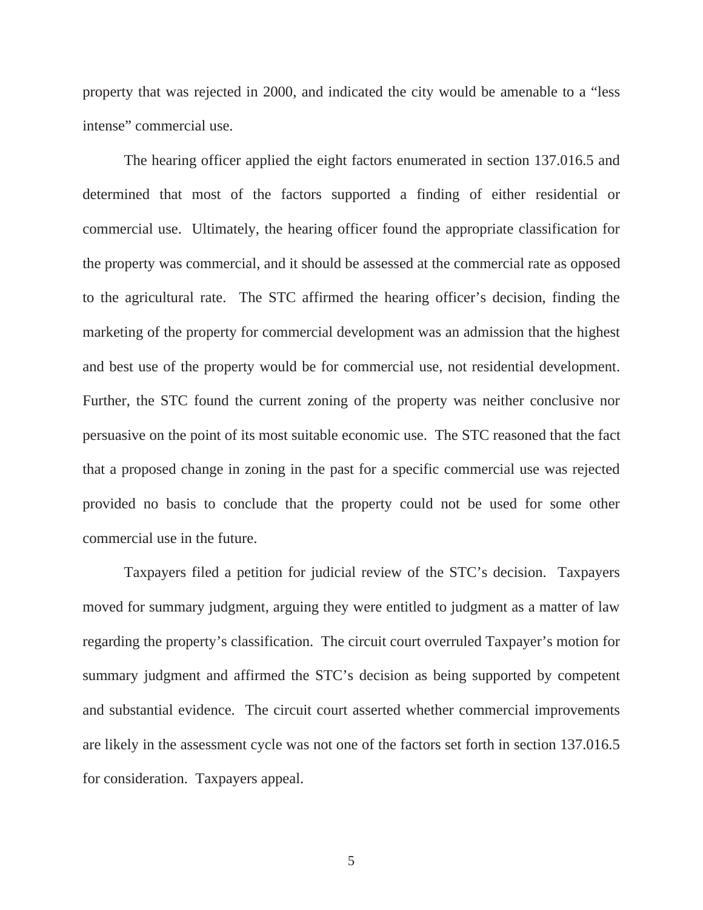property that was rejected in 2000, and indicated the city would be amenable to a "less intense" commercial use.

The hearing officer applied the eight factors enumerated in section 137.016.5 and determined that most of the factors supported a finding of either residential or commercial use. Ultimately, the hearing officer found the appropriate classification for the property was commercial, and it should be assessed at the commercial rate as opposed to the agricultural rate. The STC affirmed the hearing officer's decision, finding the marketing of the property for commercial development was an admission that the highest and best use of the property would be for commercial use, not residential development. Further, the STC found the current zoning of the property was neither conclusive nor persuasive on the point of its most suitable economic use. The STC reasoned that the fact that a proposed change in zoning in the past for a specific commercial use was rejected provided no basis to conclude that the property could not be used for some other commercial use in the future.

Taxpayers filed a petition for judicial review of the STC's decision. Taxpayers moved for summary judgment, arguing they were entitled to judgment as a matter of law regarding the property's classification. The circuit court overruled Taxpayer's motion for summary judgment and affirmed the STC's decision as being supported by competent and substantial evidence. The circuit court asserted whether commercial improvements are likely in the assessment cycle was not one of the factors set forth in section 137.016.5 for consideration. Taxpayers appeal.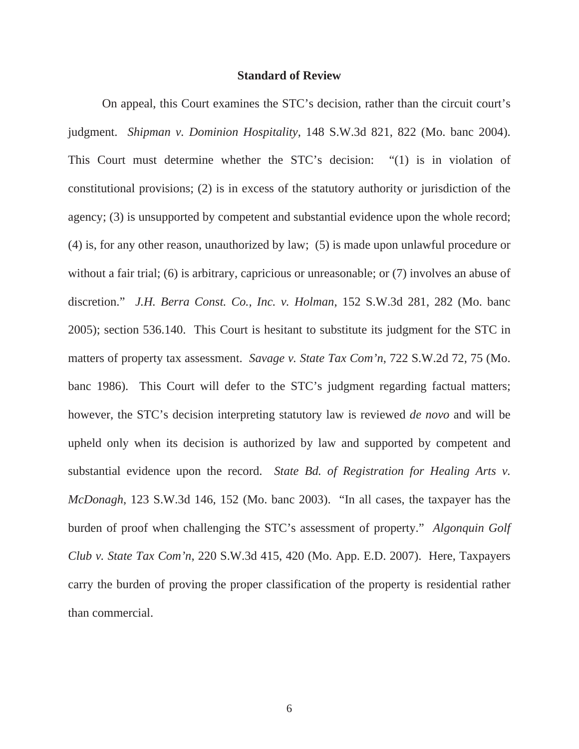## Standard of Review

On appeal, this Court examines the STC's decision, rather than the circuit court's judgment. *Shipman v. Dominion Hospitality*, 148 S.W.3d 821, 822 (Mo. banc 2004). This Court must determine whether the STC's decision: "(1) is in violation of constitutional provisions; (2) is in excess of the statutory authority or jurisdiction of the agency; (3) is unsupported by competent and substantial evidence upon the whole record; (4) is, for any other reason, unauthorized by law; (5) is made upon unlawful procedure or without a fair trial; (6) is arbitrary, capricious or unreasonable; or (7) involves an abuse of discretion." *J.H. Berra Const. Co., Inc. v. Holman*, 152 S.W.3d 281, 282 (Mo. banc 2005); section 536.140. This Court is hesitant to substitute its judgment for the STC in matters of property tax assessment. *Savage v. State Tax Com'n*, 722 S.W.2d 72, 75 (Mo. banc 1986). This Court will defer to the STC's judgment regarding factual matters; however, the STC's decision interpreting statutory law is reviewed *de novo* and will be upheld only when its decision is authorized by law and supported by competent and substantial evidence upon the record. *State Bd. of Registration for Healing Arts v. McDonagh*, 123 S.W.3d 146, 152 (Mo. banc 2003). "In all cases, the taxpayer has the burden of proof when challenging the STC's assessment of property." *Algonquin Golf Club v. State Tax Com'n*, 220 S.W.3d 415, 420 (Mo. App. E.D. 2007). Here, Taxpayers carry the burden of proving the proper classification of the property is residential rather than commercial.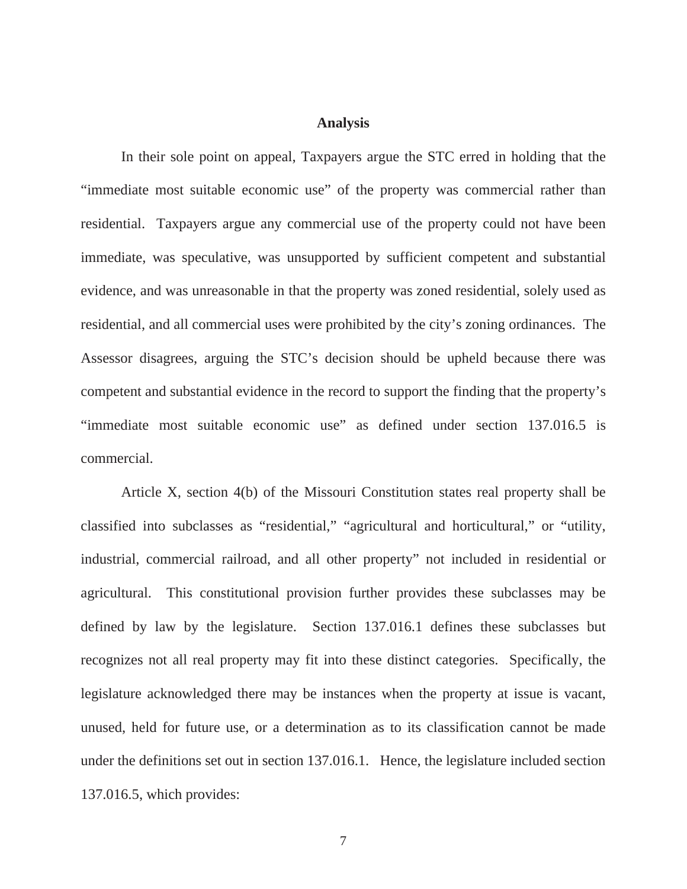**Analysis**

In their sole point on appeal, Taxpayers argue the STC erred in holding that the "immediate most suitable economic use" of the property was commercial rather than residential. Taxpayers argue any commercial use of the property could not have been immediate, was speculative, was unsupported by sufficient competent and substantial evidence, and was unreasonable in that the property was zoned residential, solely used as residential, and all commercial uses were prohibited by the city's zoning ordinances. The Assessor disagrees, arguing the STC's decision should be upheld because there was competent and substantial evidence in the record to support the finding that the property's "immediate most suitable economic use" as defined under section 137.016.5 is commercial.

Article X, section 4(b) of the Missouri Constitution states real property shall be classified into subclasses as "residential," "agricultural and horticultural," or "utility, industrial, commercial railroad, and all other property" not included in residential or agricultural. This constitutional provision further provides these subclasses may be defined by law by the legislature. Section 137.016.1 defines these subclasses but recognizes not all real property may fit into these distinct categories. Specifically, the legislature acknowledged there may be instances when the property at issue is vacant, unused, held for future use, or a determination as to its classification cannot be made under the definitions set out in section 137.016.1. Hence, the legislature included section 137.016.5, which provides: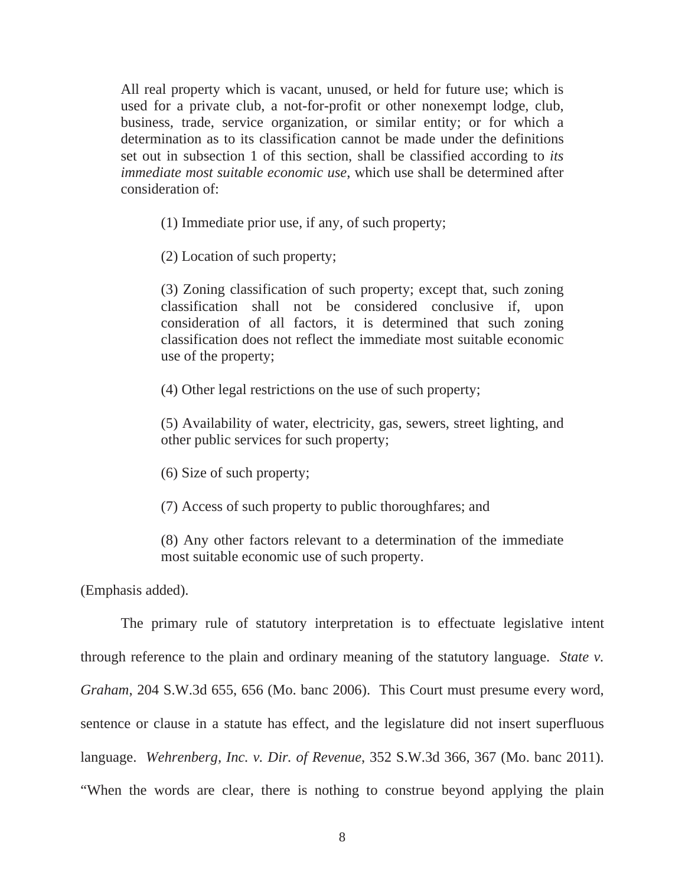> All real property which is vacant, unused, or held for future use; which is used for a private club, a not-for-profit or other nonexempt lodge, club, business, trade, service organization, or similar entity; or for which a determination as to its classification cannot be made under the definitions set out in subsection 1 of this section, shall be classified according to *its immediate most suitable economic use*, which use shall be determined after consideration of:
>
> (1) Immediate prior use, if any, of such property;
>
> (2) Location of such property;
>
> (3) Zoning classification of such property; except that, such zoning classification shall not be considered conclusive if, upon consideration of all factors, it is determined that such zoning classification does not reflect the immediate most suitable economic use of the property;
>
> (4) Other legal restrictions on the use of such property;
>
> (5) Availability of water, electricity, gas, sewers, street lighting, and other public services for such property;
>
> (6) Size of such property;
>
> (7) Access of such property to public thoroughfares; and
>
> (8) Any other factors relevant to a determination of the immediate most suitable economic use of such property.

(Emphasis added).

The primary rule of statutory interpretation is to effectuate legislative intent through reference to the plain and ordinary meaning of the statutory language. *State v. Graham*, 204 S.W.3d 655, 656 (Mo. banc 2006). This Court must presume every word, sentence or clause in a statute has effect, and the legislature did not insert superfluous language. *Wehrenberg, Inc. v. Dir. of Revenue*, 352 S.W.3d 366, 367 (Mo. banc 2011). "When the words are clear, there is nothing to construe beyond applying the plain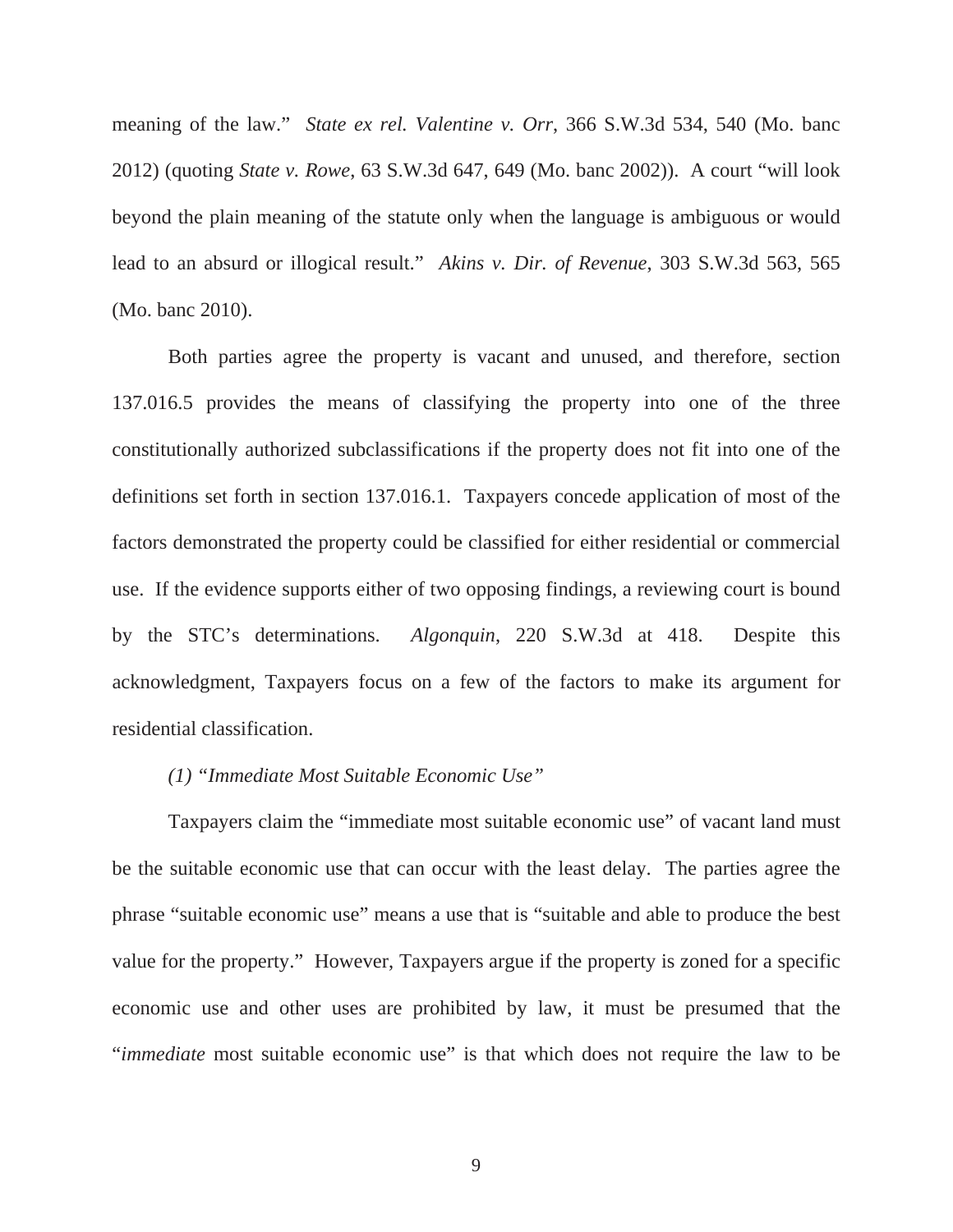meaning of the law." *State ex rel. Valentine v. Orr*, 366 S.W.3d 534, 540 (Mo. banc 2012) (quoting *State v. Rowe*, 63 S.W.3d 647, 649 (Mo. banc 2002)). A court "will look beyond the plain meaning of the statute only when the language is ambiguous or would lead to an absurd or illogical result." *Akins v. Dir. of Revenue*, 303 S.W.3d 563, 565 (Mo. banc 2010).

Both parties agree the property is vacant and unused, and therefore, section 137.016.5 provides the means of classifying the property into one of the three constitutionally authorized subclassifications if the property does not fit into one of the definitions set forth in section 137.016.1. Taxpayers concede application of most of the factors demonstrated the property could be classified for either residential or commercial use. If the evidence supports either of two opposing findings, a reviewing court is bound by the STC's determinations. *Algonquin*, 220 S.W.3d at 418. Despite this acknowledgment, Taxpayers focus on a few of the factors to make its argument for residential classification.

*(1) "Immediate Most Suitable Economic Use"*

Taxpayers claim the "immediate most suitable economic use" of vacant land must be the suitable economic use that can occur with the least delay. The parties agree the phrase "suitable economic use" means a use that is "suitable and able to produce the best value for the property." However, Taxpayers argue if the property is zoned for a specific economic use and other uses are prohibited by law, it must be presumed that the "*immediate* most suitable economic use" is that which does not require the law to be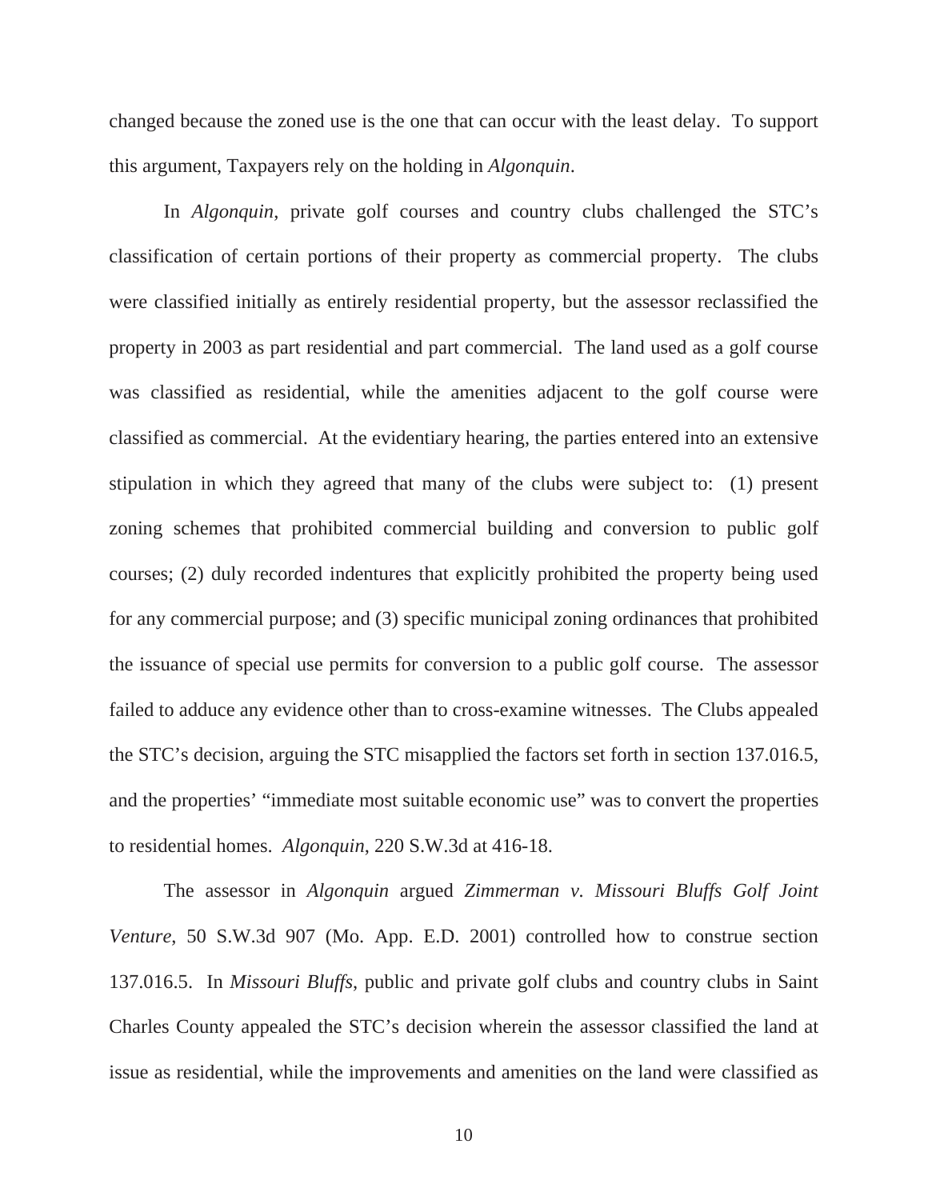changed because the zoned use is the one that can occur with the least delay. To support this argument, Taxpayers rely on the holding in *Algonquin*.

In *Algonquin*, private golf courses and country clubs challenged the STC's classification of certain portions of their property as commercial property. The clubs were classified initially as entirely residential property, but the assessor reclassified the property in 2003 as part residential and part commercial. The land used as a golf course was classified as residential, while the amenities adjacent to the golf course were classified as commercial. At the evidentiary hearing, the parties entered into an extensive stipulation in which they agreed that many of the clubs were subject to: (1) present zoning schemes that prohibited commercial building and conversion to public golf courses; (2) duly recorded indentures that explicitly prohibited the property being used for any commercial purpose; and (3) specific municipal zoning ordinances that prohibited the issuance of special use permits for conversion to a public golf course. The assessor failed to adduce any evidence other than to cross-examine witnesses. The Clubs appealed the STC's decision, arguing the STC misapplied the factors set forth in section 137.016.5, and the properties' "immediate most suitable economic use" was to convert the properties to residential homes. *Algonquin*, 220 S.W.3d at 416-18.

The assessor in *Algonquin* argued *Zimmerman v. Missouri Bluffs Golf Joint Venture*, 50 S.W.3d 907 (Mo. App. E.D. 2001) controlled how to construe section 137.016.5. In *Missouri Bluffs*, public and private golf clubs and country clubs in Saint Charles County appealed the STC's decision wherein the assessor classified the land at issue as residential, while the improvements and amenities on the land were classified as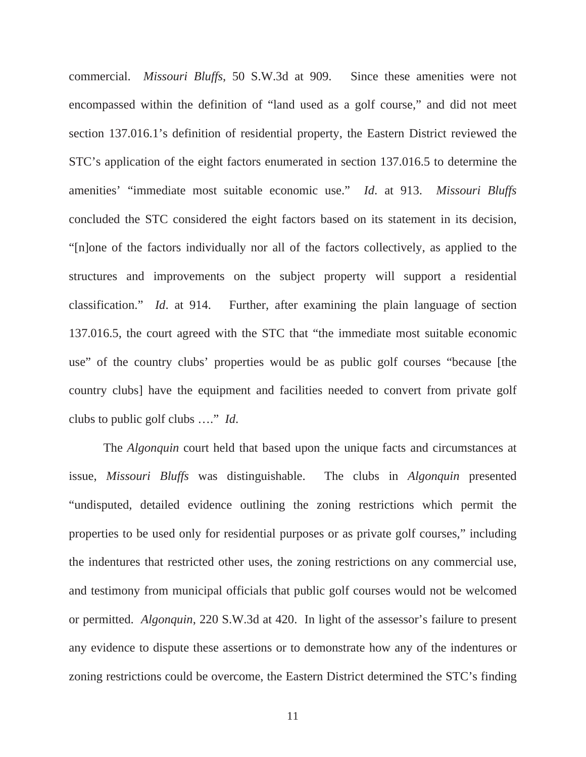commercial. *Missouri Bluffs*, 50 S.W.3d at 909. Since these amenities were not encompassed within the definition of "land used as a golf course," and did not meet section 137.016.1's definition of residential property, the Eastern District reviewed the STC's application of the eight factors enumerated in section 137.016.5 to determine the amenities' "immediate most suitable economic use." *Id*. at 913. *Missouri Bluffs* concluded the STC considered the eight factors based on its statement in its decision, "[n]one of the factors individually nor all of the factors collectively, as applied to the structures and improvements on the subject property will support a residential classification." *Id*. at 914. Further, after examining the plain language of section 137.016.5, the court agreed with the STC that "the immediate most suitable economic use" of the country clubs' properties would be as public golf courses "because [the country clubs] have the equipment and facilities needed to convert from private golf clubs to public golf clubs …." *Id*.

The *Algonquin* court held that based upon the unique facts and circumstances at issue, *Missouri Bluffs* was distinguishable. The clubs in *Algonquin* presented "undisputed, detailed evidence outlining the zoning restrictions which permit the properties to be used only for residential purposes or as private golf courses," including the indentures that restricted other uses, the zoning restrictions on any commercial use, and testimony from municipal officials that public golf courses would not be welcomed or permitted. *Algonquin*, 220 S.W.3d at 420. In light of the assessor's failure to present any evidence to dispute these assertions or to demonstrate how any of the indentures or zoning restrictions could be overcome, the Eastern District determined the STC's finding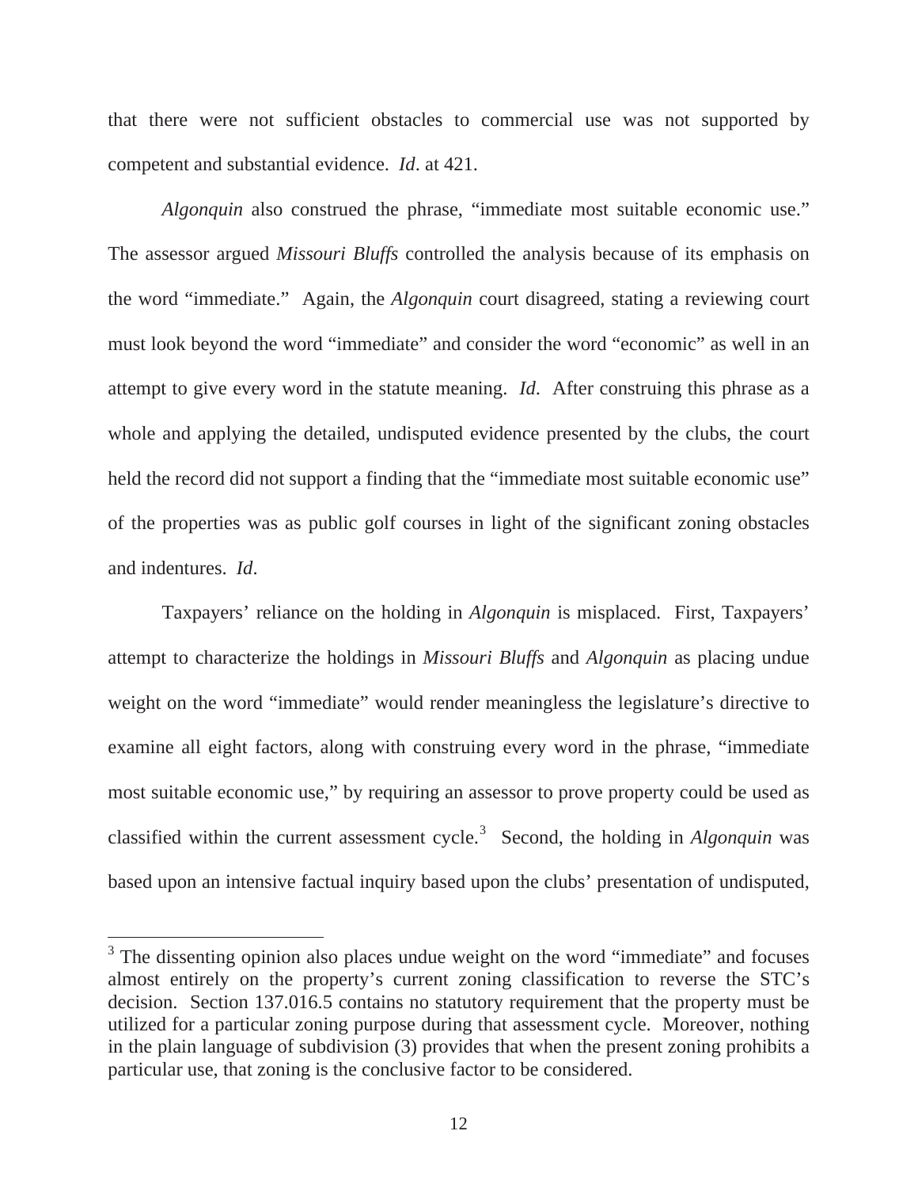that there were not sufficient obstacles to commercial use was not supported by competent and substantial evidence. *Id*. at 421.

*Algonquin* also construed the phrase, "immediate most suitable economic use." The assessor argued *Missouri Bluffs* controlled the analysis because of its emphasis on the word "immediate." Again, the *Algonquin* court disagreed, stating a reviewing court must look beyond the word "immediate" and consider the word "economic" as well in an attempt to give every word in the statute meaning. *Id*. After construing this phrase as a whole and applying the detailed, undisputed evidence presented by the clubs, the court held the record did not support a finding that the "immediate most suitable economic use" of the properties was as public golf courses in light of the significant zoning obstacles and indentures. *Id*.

Taxpayers' reliance on the holding in *Algonquin* is misplaced. First, Taxpayers' attempt to characterize the holdings in *Missouri Bluffs* and *Algonquin* as placing undue weight on the word "immediate" would render meaningless the legislature's directive to examine all eight factors, along with construing every word in the phrase, "immediate most suitable economic use," by requiring an assessor to prove property could be used as classified within the current assessment cycle.[3] Second, the holding in *Algonquin* was based upon an intensive factual inquiry based upon the clubs' presentation of undisputed,

[3] The dissenting opinion also places undue weight on the word "immediate" and focuses almost entirely on the property's current zoning classification to reverse the STC's decision. Section 137.016.5 contains no statutory requirement that the property must be utilized for a particular zoning purpose during that assessment cycle. Moreover, nothing in the plain language of subdivision (3) provides that when the present zoning prohibits a particular use, that zoning is the conclusive factor to be considered.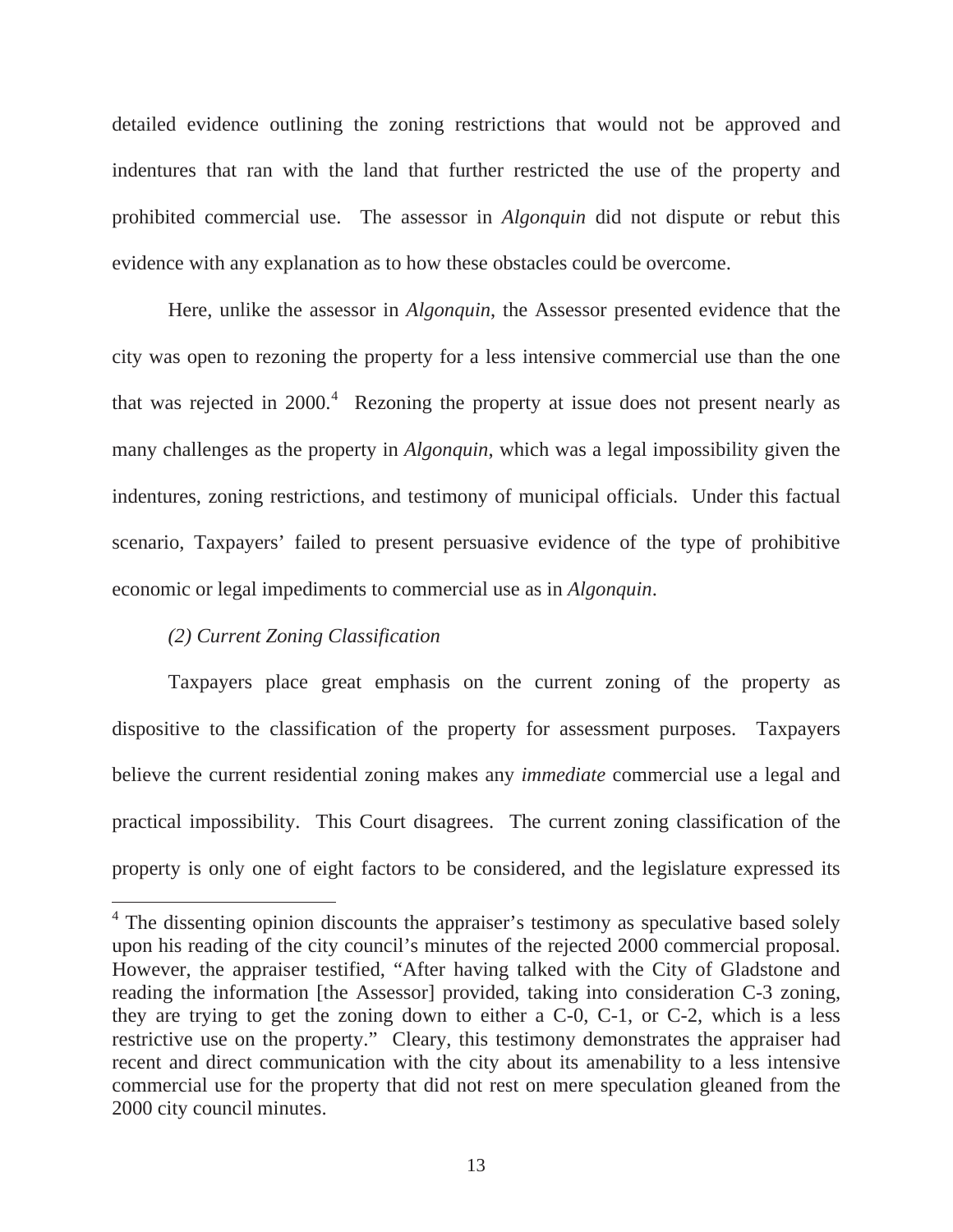detailed evidence outlining the zoning restrictions that would not be approved and indentures that ran with the land that further restricted the use of the property and prohibited commercial use. The assessor in *Algonquin* did not dispute or rebut this evidence with any explanation as to how these obstacles could be overcome.

Here, unlike the assessor in *Algonquin*, the Assessor presented evidence that the city was open to rezoning the property for a less intensive commercial use than the one that was rejected in 2000.[4] Rezoning the property at issue does not present nearly as many challenges as the property in *Algonquin*, which was a legal impossibility given the indentures, zoning restrictions, and testimony of municipal officials. Under this factual scenario, Taxpayers' failed to present persuasive evidence of the type of prohibitive economic or legal impediments to commercial use as in *Algonquin*.

*(2) Current Zoning Classification*

Taxpayers place great emphasis on the current zoning of the property as dispositive to the classification of the property for assessment purposes. Taxpayers believe the current residential zoning makes any *immediate* commercial use a legal and practical impossibility. This Court disagrees. The current zoning classification of the property is only one of eight factors to be considered, and the legislature expressed its

[4] The dissenting opinion discounts the appraiser's testimony as speculative based solely upon his reading of the city council's minutes of the rejected 2000 commercial proposal. However, the appraiser testified, "After having talked with the City of Gladstone and reading the information [the Assessor] provided, taking into consideration C-3 zoning, they are trying to get the zoning down to either a C-0, C-1, or C-2, which is a less restrictive use on the property." Cleary, this testimony demonstrates the appraiser had recent and direct communication with the city about its amenability to a less intensive commercial use for the property that did not rest on mere speculation gleaned from the 2000 city council minutes.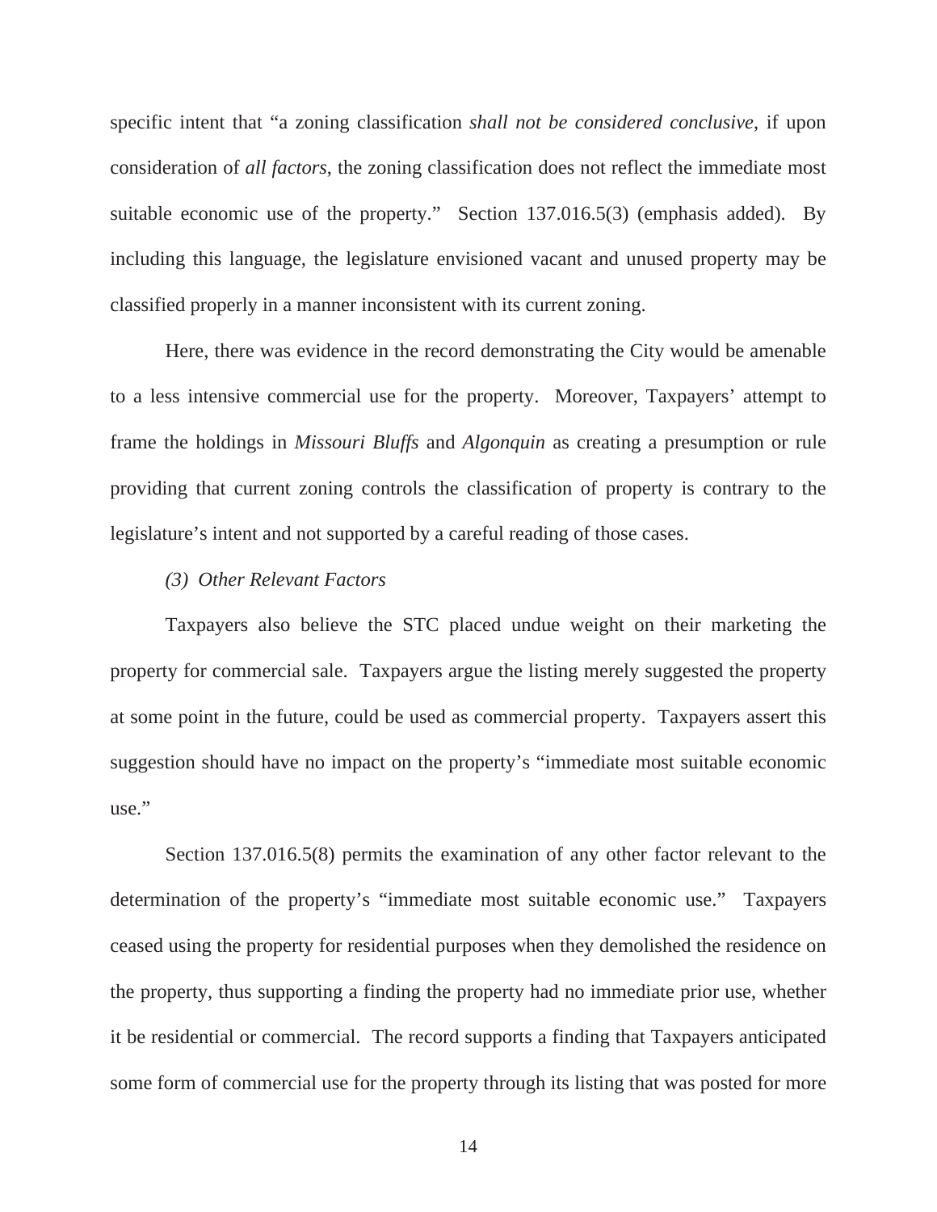specific intent that "a zoning classification *shall not be considered conclusive,* if upon consideration of *all factors*, the zoning classification does not reflect the immediate most suitable economic use of the property." Section 137.016.5(3) (emphasis added). By including this language, the legislature envisioned vacant and unused property may be classified properly in a manner inconsistent with its current zoning.

Here, there was evidence in the record demonstrating the City would be amenable to a less intensive commercial use for the property. Moreover, Taxpayers' attempt to frame the holdings in *Missouri Bluffs* and *Algonquin* as creating a presumption or rule providing that current zoning controls the classification of property is contrary to the legislature's intent and not supported by a careful reading of those cases.

*(3) Other Relevant Factors*

Taxpayers also believe the STC placed undue weight on their marketing the property for commercial sale. Taxpayers argue the listing merely suggested the property at some point in the future, could be used as commercial property. Taxpayers assert this suggestion should have no impact on the property's "immediate most suitable economic use."

Section 137.016.5(8) permits the examination of any other factor relevant to the determination of the property's "immediate most suitable economic use." Taxpayers ceased using the property for residential purposes when they demolished the residence on the property, thus supporting a finding the property had no immediate prior use, whether it be residential or commercial. The record supports a finding that Taxpayers anticipated some form of commercial use for the property through its listing that was posted for more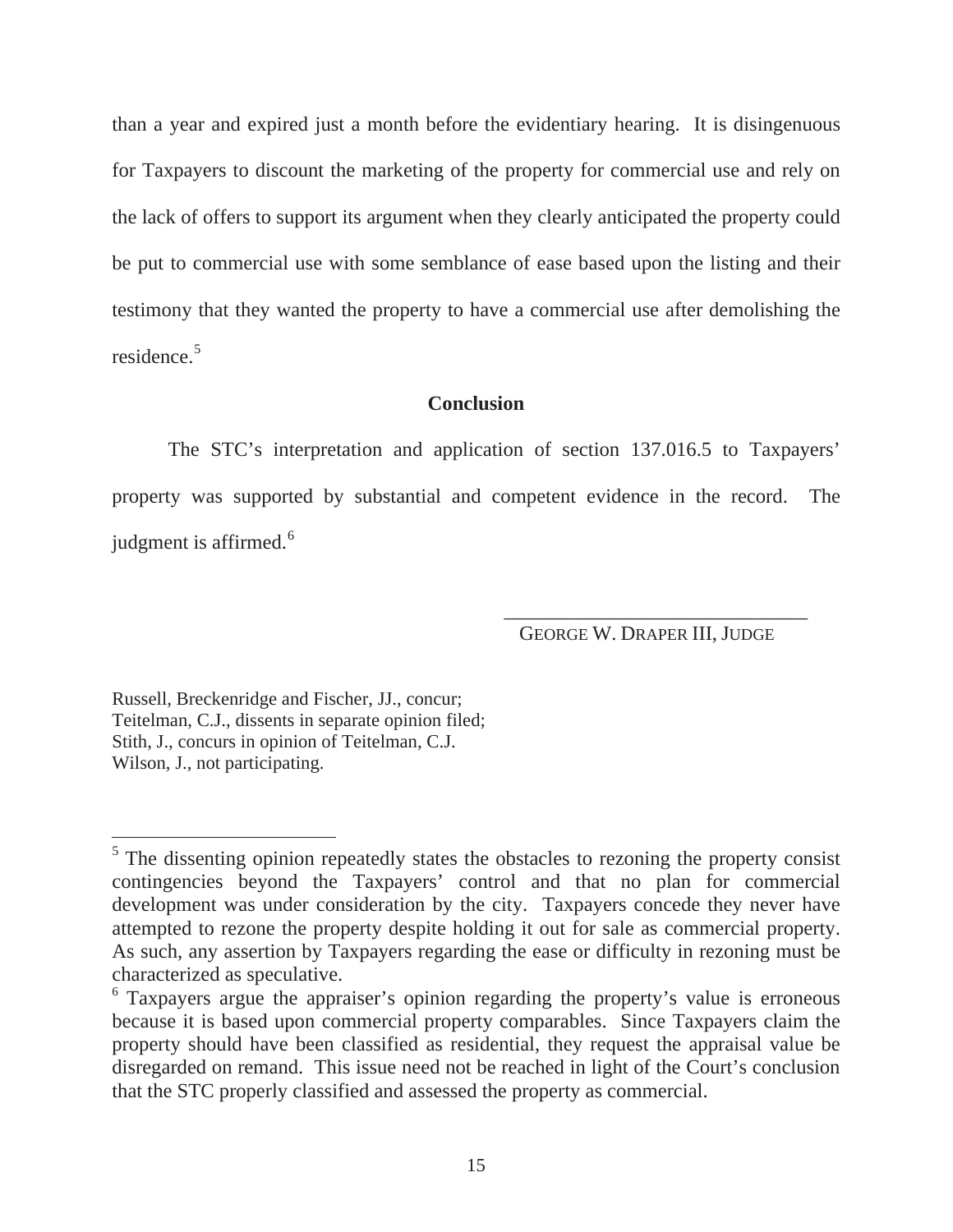than a year and expired just a month before the evidentiary hearing. It is disingenuous for Taxpayers to discount the marketing of the property for commercial use and rely on the lack of offers to support its argument when they clearly anticipated the property could be put to commercial use with some semblance of ease based upon the listing and their testimony that they wanted the property to have a commercial use after demolishing the residence.[5]

## Conclusion

The STC's interpretation and application of section 137.016.5 to Taxpayers' property was supported by substantial and competent evidence in the record. The judgment is affirmed.[6]

\_\_\_\_\_\_\_\_\_\_\_\_\_\_\_\_\_\_\_\_\_\_\_\_\_\_\_\_\_\_
GEORGE W. DRAPER III, JUDGE

Russell, Breckenridge and Fischer, JJ., concur;
Teitelman, C.J., dissents in separate opinion filed;
Stith, J., concurs in opinion of Teitelman, C.J.
Wilson, J., not participating.

---

[5] The dissenting opinion repeatedly states the obstacles to rezoning the property consist contingencies beyond the Taxpayers' control and that no plan for commercial development was under consideration by the city. Taxpayers concede they never have attempted to rezone the property despite holding it out for sale as commercial property. As such, any assertion by Taxpayers regarding the ease or difficulty in rezoning must be characterized as speculative.

[6] Taxpayers argue the appraiser's opinion regarding the property's value is erroneous because it is based upon commercial property comparables. Since Taxpayers claim the property should have been classified as residential, they request the appraisal value be disregarded on remand. This issue need not be reached in light of the Court's conclusion that the STC properly classified and assessed the property as commercial.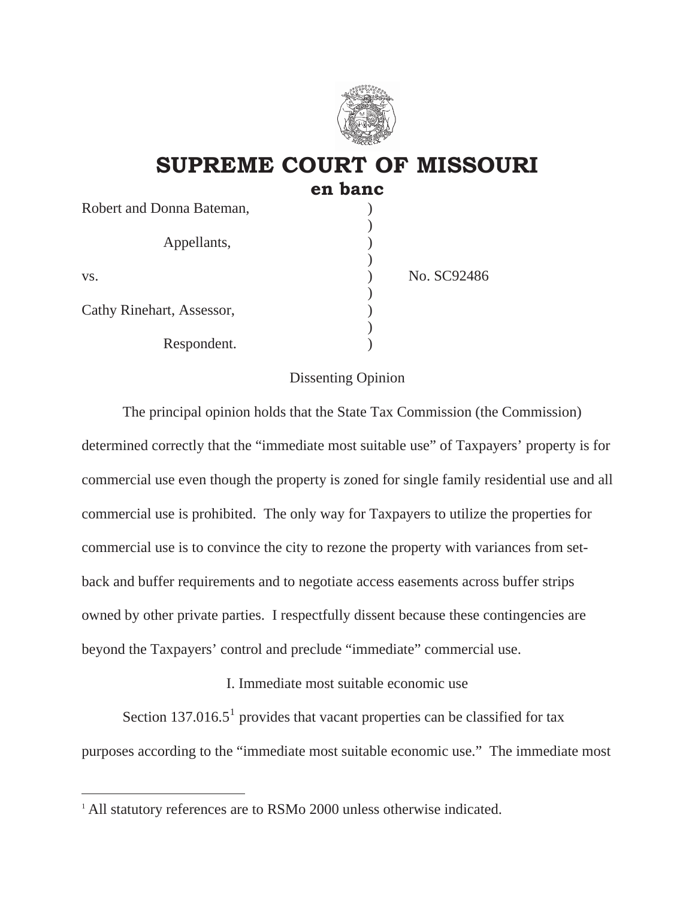# SUPREME COURT OF MISSOURI
## en banc

| | | |
|---|---|---|
| Robert and Donna Bateman, | ) | |
| | ) | |
| Appellants, | ) | |
| | ) | |
| vs. | ) | No. SC92486 |
| | ) | |
| Cathy Rinehart, Assessor, | ) | |
| | ) | |
| Respondent. | ) | |

Dissenting Opinion

The principal opinion holds that the State Tax Commission (the Commission) determined correctly that the "immediate most suitable use" of Taxpayers' property is for commercial use even though the property is zoned for single family residential use and all commercial use is prohibited. The only way for Taxpayers to utilize the properties for commercial use is to convince the city to rezone the property with variances from set-back and buffer requirements and to negotiate access easements across buffer strips owned by other private parties. I respectfully dissent because these contingencies are beyond the Taxpayers' control and preclude "immediate" commercial use.

### I. Immediate most suitable economic use

Section 137.016.5[1] provides that vacant properties can be classified for tax purposes according to the "immediate most suitable economic use." The immediate most

[1] All statutory references are to RSMo 2000 unless otherwise indicated.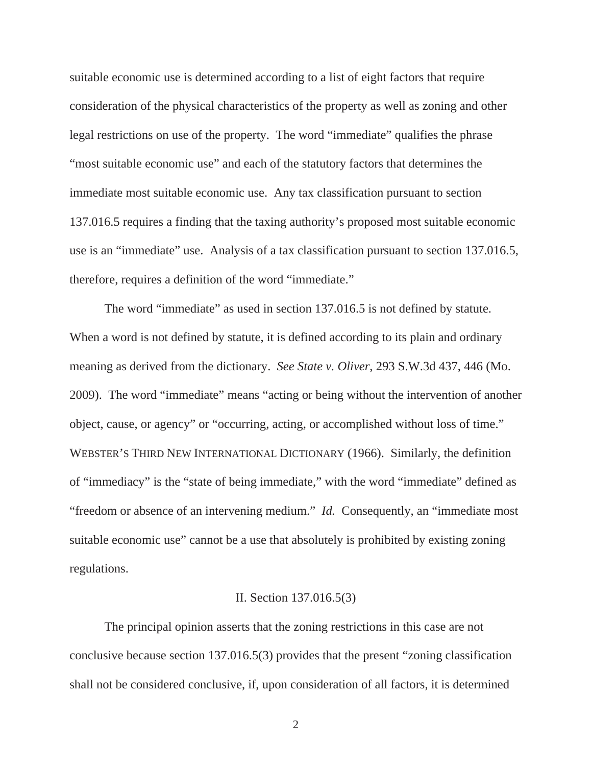suitable economic use is determined according to a list of eight factors that require consideration of the physical characteristics of the property as well as zoning and other legal restrictions on use of the property. The word "immediate" qualifies the phrase "most suitable economic use" and each of the statutory factors that determines the immediate most suitable economic use. Any tax classification pursuant to section 137.016.5 requires a finding that the taxing authority's proposed most suitable economic use is an "immediate" use. Analysis of a tax classification pursuant to section 137.016.5, therefore, requires a definition of the word "immediate."

The word "immediate" as used in section 137.016.5 is not defined by statute. When a word is not defined by statute, it is defined according to its plain and ordinary meaning as derived from the dictionary. *See State v. Oliver*, 293 S.W.3d 437, 446 (Mo. 2009). The word "immediate" means "acting or being without the intervention of another object, cause, or agency" or "occurring, acting, or accomplished without loss of time." WEBSTER'S THIRD NEW INTERNATIONAL DICTIONARY (1966). Similarly, the definition of "immediacy" is the "state of being immediate," with the word "immediate" defined as "freedom or absence of an intervening medium." *Id.* Consequently, an "immediate most suitable economic use" cannot be a use that absolutely is prohibited by existing zoning regulations.

## II. Section 137.016.5(3)

The principal opinion asserts that the zoning restrictions in this case are not conclusive because section 137.016.5(3) provides that the present "zoning classification shall not be considered conclusive, if, upon consideration of all factors, it is determined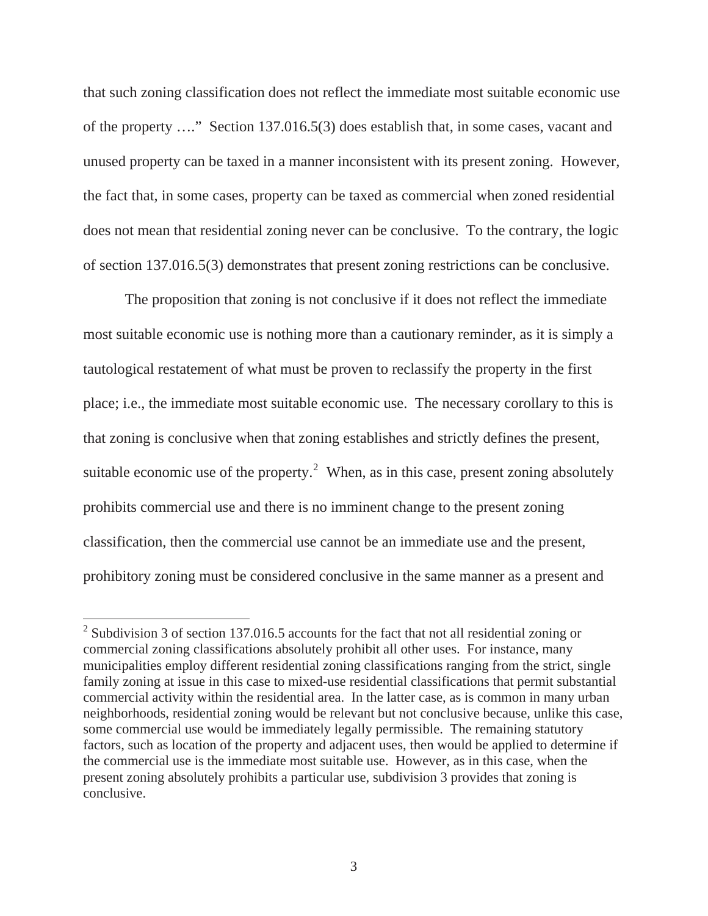that such zoning classification does not reflect the immediate most suitable economic use of the property …." Section 137.016.5(3) does establish that, in some cases, vacant and unused property can be taxed in a manner inconsistent with its present zoning. However, the fact that, in some cases, property can be taxed as commercial when zoned residential does not mean that residential zoning never can be conclusive. To the contrary, the logic of section 137.016.5(3) demonstrates that present zoning restrictions can be conclusive.

The proposition that zoning is not conclusive if it does not reflect the immediate most suitable economic use is nothing more than a cautionary reminder, as it is simply a tautological restatement of what must be proven to reclassify the property in the first place; i.e., the immediate most suitable economic use. The necessary corollary to this is that zoning is conclusive when that zoning establishes and strictly defines the present, suitable economic use of the property.[2] When, as in this case, present zoning absolutely prohibits commercial use and there is no imminent change to the present zoning classification, then the commercial use cannot be an immediate use and the present, prohibitory zoning must be considered conclusive in the same manner as a present and

[2] Subdivision 3 of section 137.016.5 accounts for the fact that not all residential zoning or commercial zoning classifications absolutely prohibit all other uses. For instance, many municipalities employ different residential zoning classifications ranging from the strict, single family zoning at issue in this case to mixed-use residential classifications that permit substantial commercial activity within the residential area. In the latter case, as is common in many urban neighborhoods, residential zoning would be relevant but not conclusive because, unlike this case, some commercial use would be immediately legally permissible. The remaining statutory factors, such as location of the property and adjacent uses, then would be applied to determine if the commercial use is the immediate most suitable use. However, as in this case, when the present zoning absolutely prohibits a particular use, subdivision 3 provides that zoning is conclusive.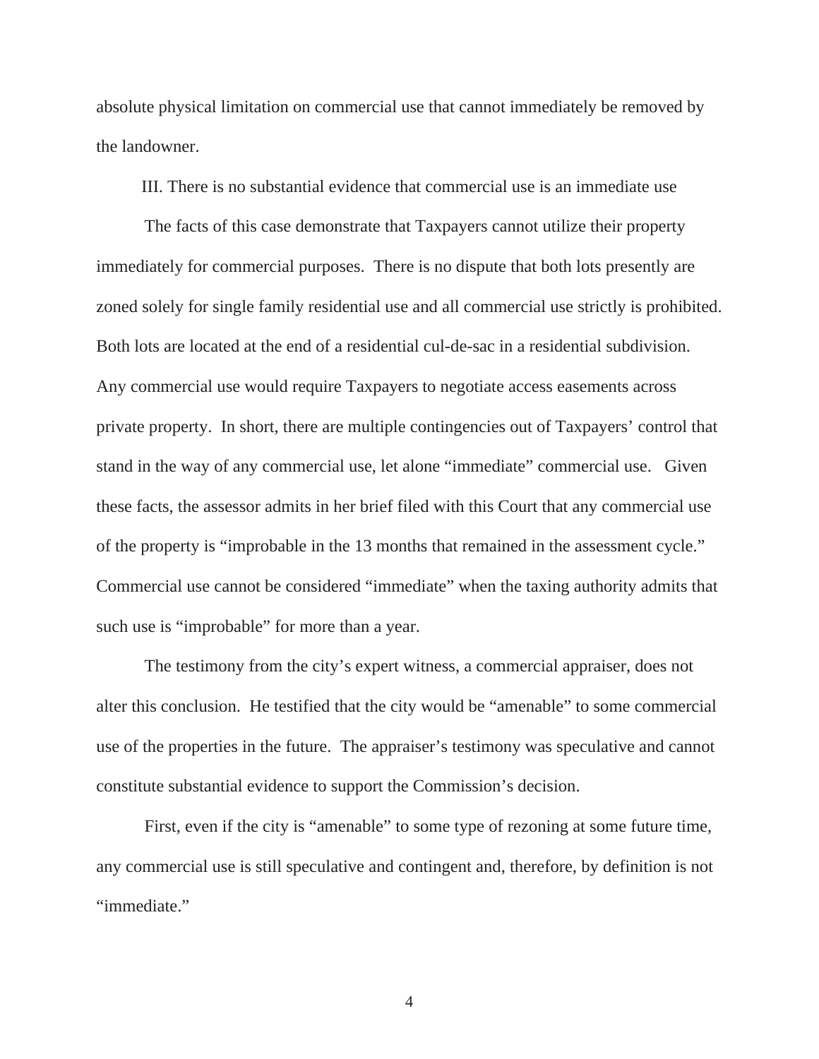absolute physical limitation on commercial use that cannot immediately be removed by the landowner.

## III. There is no substantial evidence that commercial use is an immediate use

The facts of this case demonstrate that Taxpayers cannot utilize their property immediately for commercial purposes. There is no dispute that both lots presently are zoned solely for single family residential use and all commercial use strictly is prohibited. Both lots are located at the end of a residential cul-de-sac in a residential subdivision. Any commercial use would require Taxpayers to negotiate access easements across private property. In short, there are multiple contingencies out of Taxpayers' control that stand in the way of any commercial use, let alone "immediate" commercial use. Given these facts, the assessor admits in her brief filed with this Court that any commercial use of the property is "improbable in the 13 months that remained in the assessment cycle." Commercial use cannot be considered "immediate" when the taxing authority admits that such use is "improbable" for more than a year.

The testimony from the city's expert witness, a commercial appraiser, does not alter this conclusion. He testified that the city would be "amenable" to some commercial use of the properties in the future. The appraiser's testimony was speculative and cannot constitute substantial evidence to support the Commission's decision.

First, even if the city is "amenable" to some type of rezoning at some future time, any commercial use is still speculative and contingent and, therefore, by definition is not "immediate."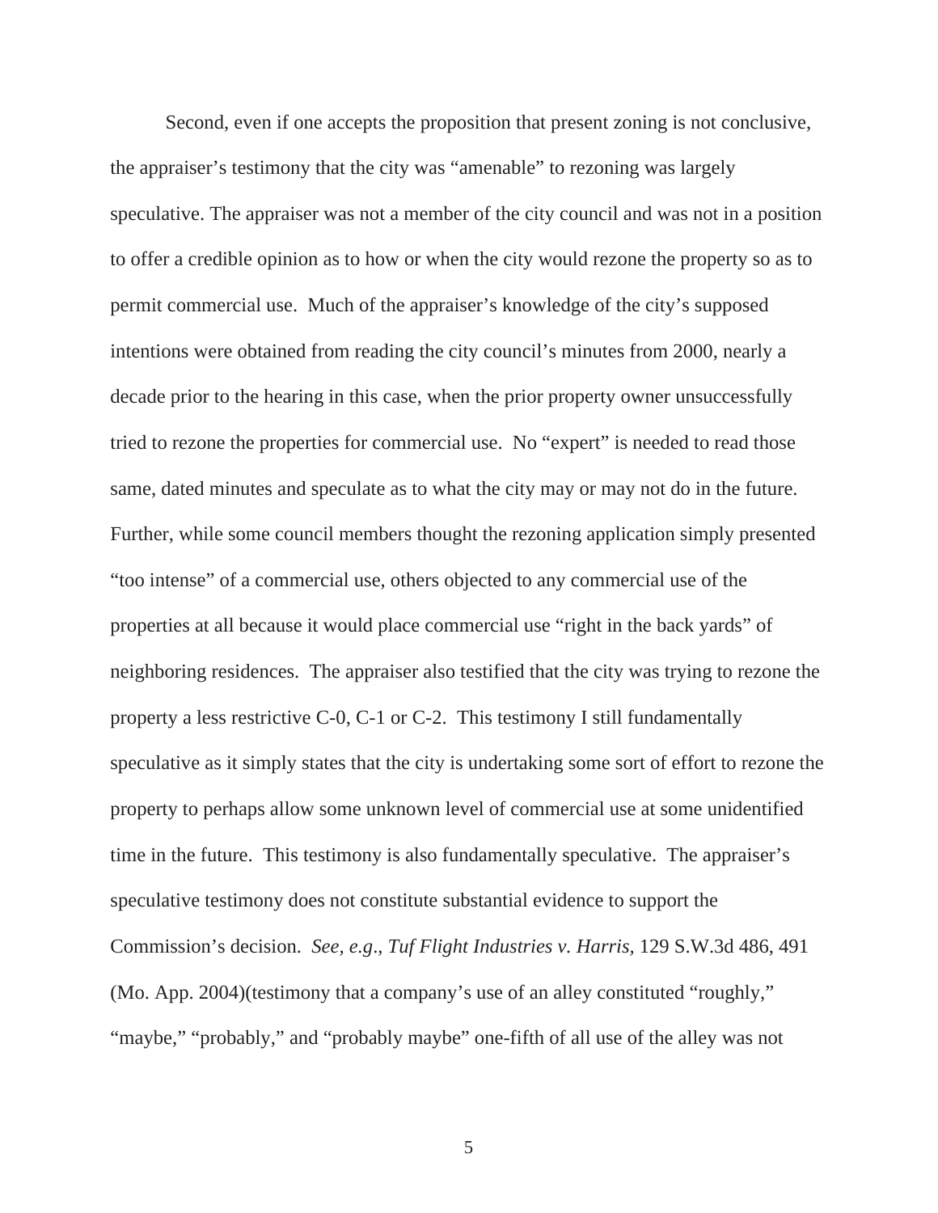Second, even if one accepts the proposition that present zoning is not conclusive, the appraiser's testimony that the city was "amenable" to rezoning was largely speculative. The appraiser was not a member of the city council and was not in a position to offer a credible opinion as to how or when the city would rezone the property so as to permit commercial use. Much of the appraiser's knowledge of the city's supposed intentions were obtained from reading the city council's minutes from 2000, nearly a decade prior to the hearing in this case, when the prior property owner unsuccessfully tried to rezone the properties for commercial use. No "expert" is needed to read those same, dated minutes and speculate as to what the city may or may not do in the future. Further, while some council members thought the rezoning application simply presented "too intense" of a commercial use, others objected to any commercial use of the properties at all because it would place commercial use "right in the back yards" of neighboring residences. The appraiser also testified that the city was trying to rezone the property a less restrictive C-0, C-1 or C-2. This testimony I still fundamentally speculative as it simply states that the city is undertaking some sort of effort to rezone the property to perhaps allow some unknown level of commercial use at some unidentified time in the future. This testimony is also fundamentally speculative. The appraiser's speculative testimony does not constitute substantial evidence to support the Commission's decision. *See, e.g*., *Tuf Flight Industries v. Harris,* 129 S.W.3d 486, 491 (Mo. App. 2004)(testimony that a company's use of an alley constituted "roughly," "maybe," "probably," and "probably maybe" one-fifth of all use of the alley was not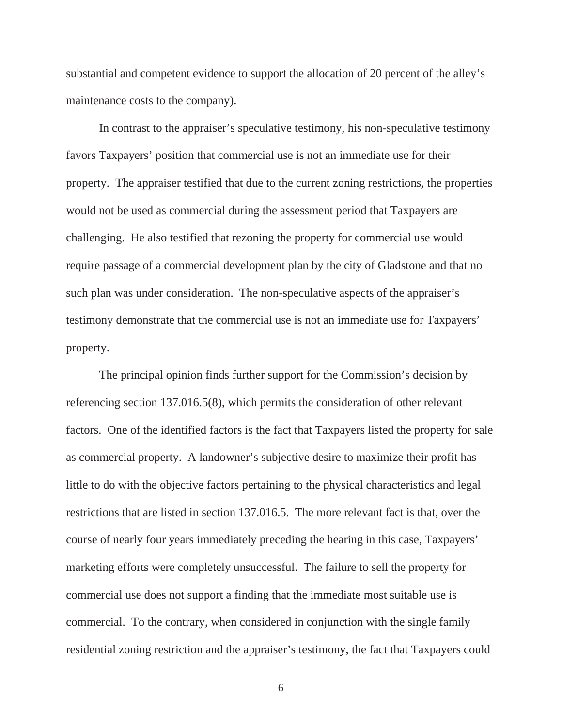substantial and competent evidence to support the allocation of 20 percent of the alley's maintenance costs to the company).

In contrast to the appraiser's speculative testimony, his non-speculative testimony favors Taxpayers' position that commercial use is not an immediate use for their property. The appraiser testified that due to the current zoning restrictions, the properties would not be used as commercial during the assessment period that Taxpayers are challenging. He also testified that rezoning the property for commercial use would require passage of a commercial development plan by the city of Gladstone and that no such plan was under consideration. The non-speculative aspects of the appraiser's testimony demonstrate that the commercial use is not an immediate use for Taxpayers' property.

The principal opinion finds further support for the Commission's decision by referencing section 137.016.5(8), which permits the consideration of other relevant factors. One of the identified factors is the fact that Taxpayers listed the property for sale as commercial property. A landowner's subjective desire to maximize their profit has little to do with the objective factors pertaining to the physical characteristics and legal restrictions that are listed in section 137.016.5. The more relevant fact is that, over the course of nearly four years immediately preceding the hearing in this case, Taxpayers' marketing efforts were completely unsuccessful. The failure to sell the property for commercial use does not support a finding that the immediate most suitable use is commercial. To the contrary, when considered in conjunction with the single family residential zoning restriction and the appraiser's testimony, the fact that Taxpayers could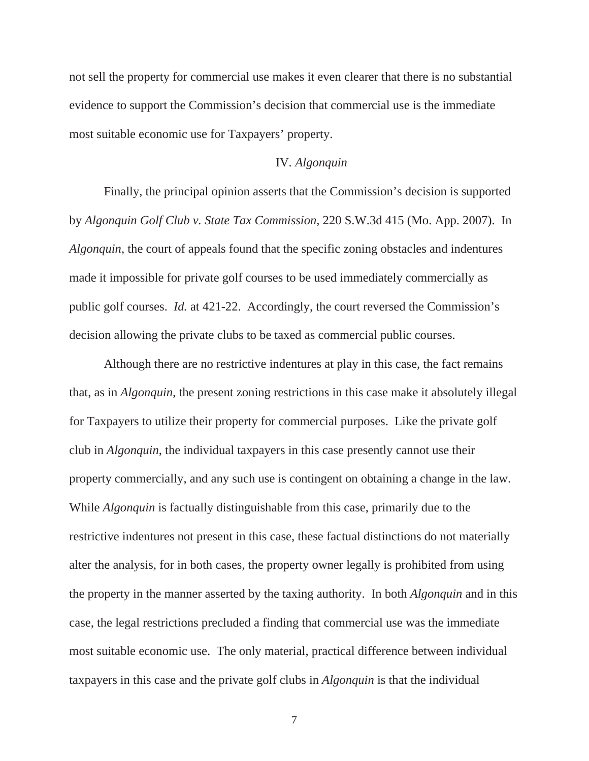not sell the property for commercial use makes it even clearer that there is no substantial evidence to support the Commission's decision that commercial use is the immediate most suitable economic use for Taxpayers' property.

IV. *Algonquin*

Finally, the principal opinion asserts that the Commission's decision is supported by *Algonquin Golf Club v. State Tax Commission*, 220 S.W.3d 415 (Mo. App. 2007). In *Algonquin*, the court of appeals found that the specific zoning obstacles and indentures made it impossible for private golf courses to be used immediately commercially as public golf courses. *Id.* at 421-22. Accordingly, the court reversed the Commission's decision allowing the private clubs to be taxed as commercial public courses.

Although there are no restrictive indentures at play in this case, the fact remains that, as in *Algonquin,* the present zoning restrictions in this case make it absolutely illegal for Taxpayers to utilize their property for commercial purposes. Like the private golf club in *Algonquin*, the individual taxpayers in this case presently cannot use their property commercially, and any such use is contingent on obtaining a change in the law. While *Algonquin* is factually distinguishable from this case, primarily due to the restrictive indentures not present in this case, these factual distinctions do not materially alter the analysis, for in both cases, the property owner legally is prohibited from using the property in the manner asserted by the taxing authority. In both *Algonquin* and in this case, the legal restrictions precluded a finding that commercial use was the immediate most suitable economic use. The only material, practical difference between individual taxpayers in this case and the private golf clubs in *Algonquin* is that the individual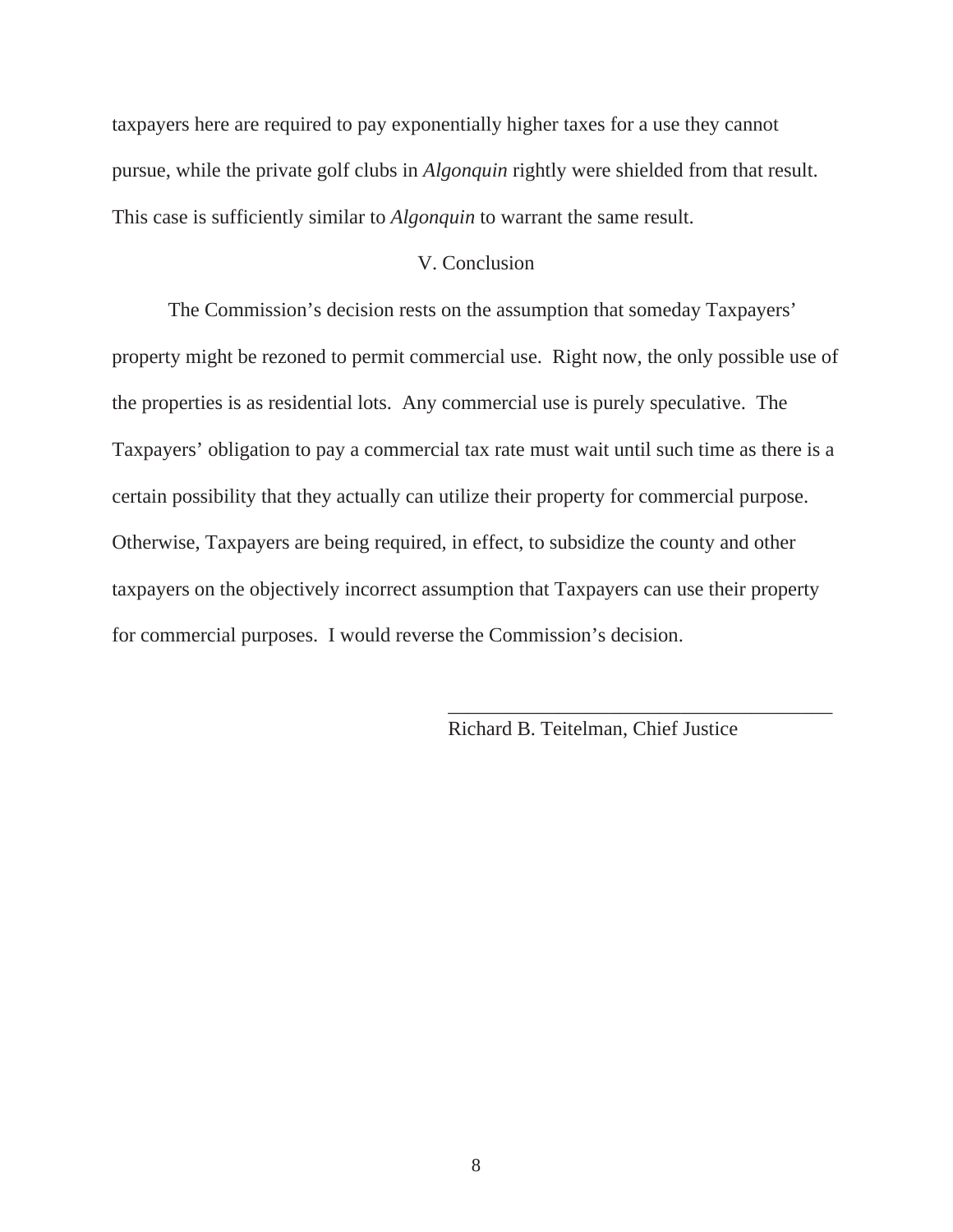taxpayers here are required to pay exponentially higher taxes for a use they cannot pursue, while the private golf clubs in *Algonquin* rightly were shielded from that result. This case is sufficiently similar to *Algonquin* to warrant the same result.

## V. Conclusion

The Commission's decision rests on the assumption that someday Taxpayers' property might be rezoned to permit commercial use. Right now, the only possible use of the properties is as residential lots. Any commercial use is purely speculative. The Taxpayers' obligation to pay a commercial tax rate must wait until such time as there is a certain possibility that they actually can utilize their property for commercial purpose. Otherwise, Taxpayers are being required, in effect, to subsidize the county and other taxpayers on the objectively incorrect assumption that Taxpayers can use their property for commercial purposes. I would reverse the Commission's decision.

\_\_\_\_\_\_\_\_\_\_\_\_\_\_\_\_\_\_\_\_\_\_\_\_\_\_\_\_\_\_\_\_\_\_\_\_\_\_\_\_
Richard B. Teitelman, Chief Justice